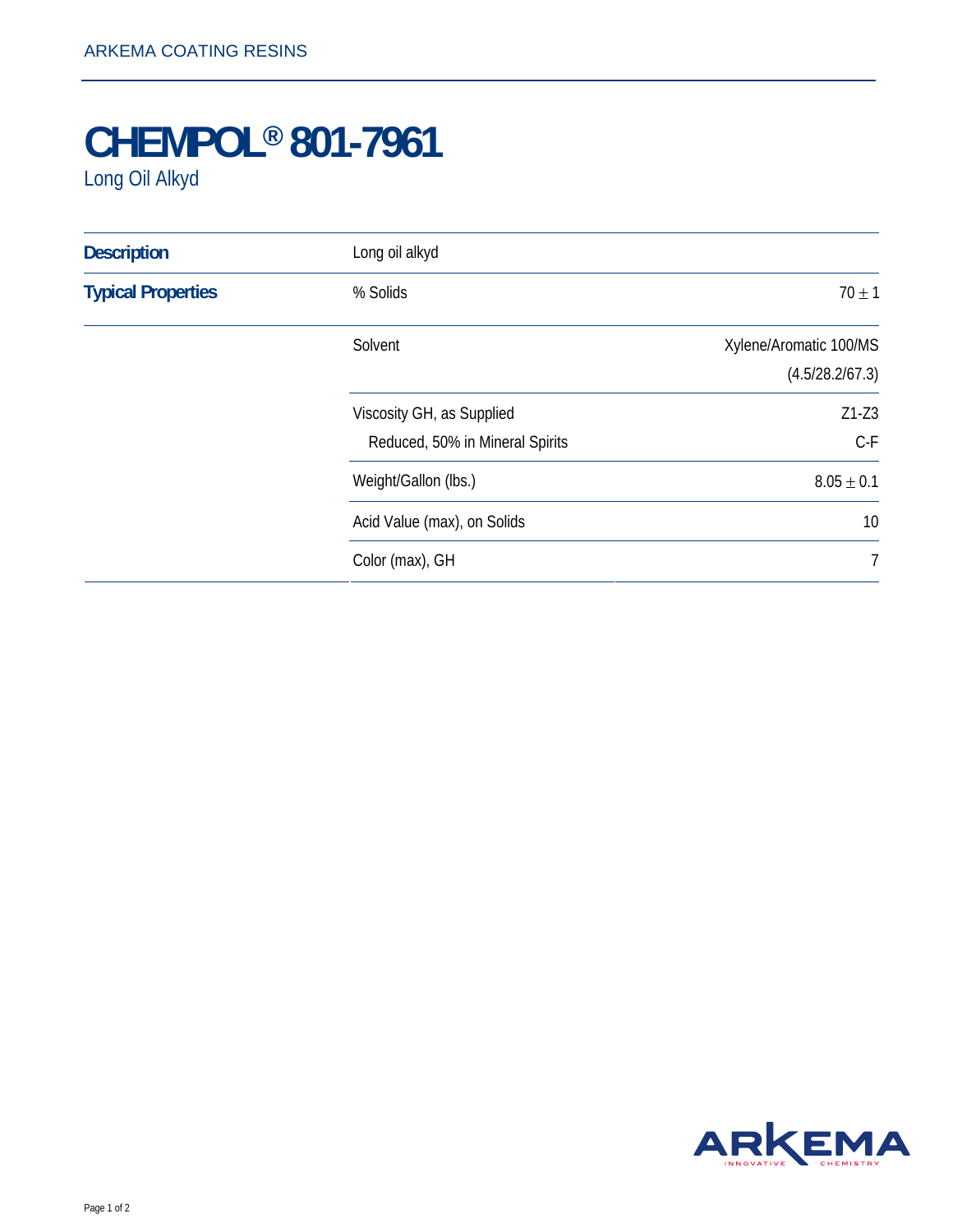ARKEMA COATING RESINS

# CHEMPOL® 801-7961

Long Oil Alkyd

| | | |
|---|---|---|
| **Description** | Long oil alkyd | |
| **Typical Properties** | % Solids | $70 \pm 1$ |
| | Solvent | Xylene/Aromatic 100/MS (4.5/28.2/67.3) |
| | Viscosity GH, as Supplied | Z1-Z3 |
| | Reduced, 50% in Mineral Spirits | C-F |
| | Weight/Gallon (lbs.) | $8.05 \pm 0.1$ |
| | Acid Value (max), on Solids | 10 |
| | Color (max), GH | 7 |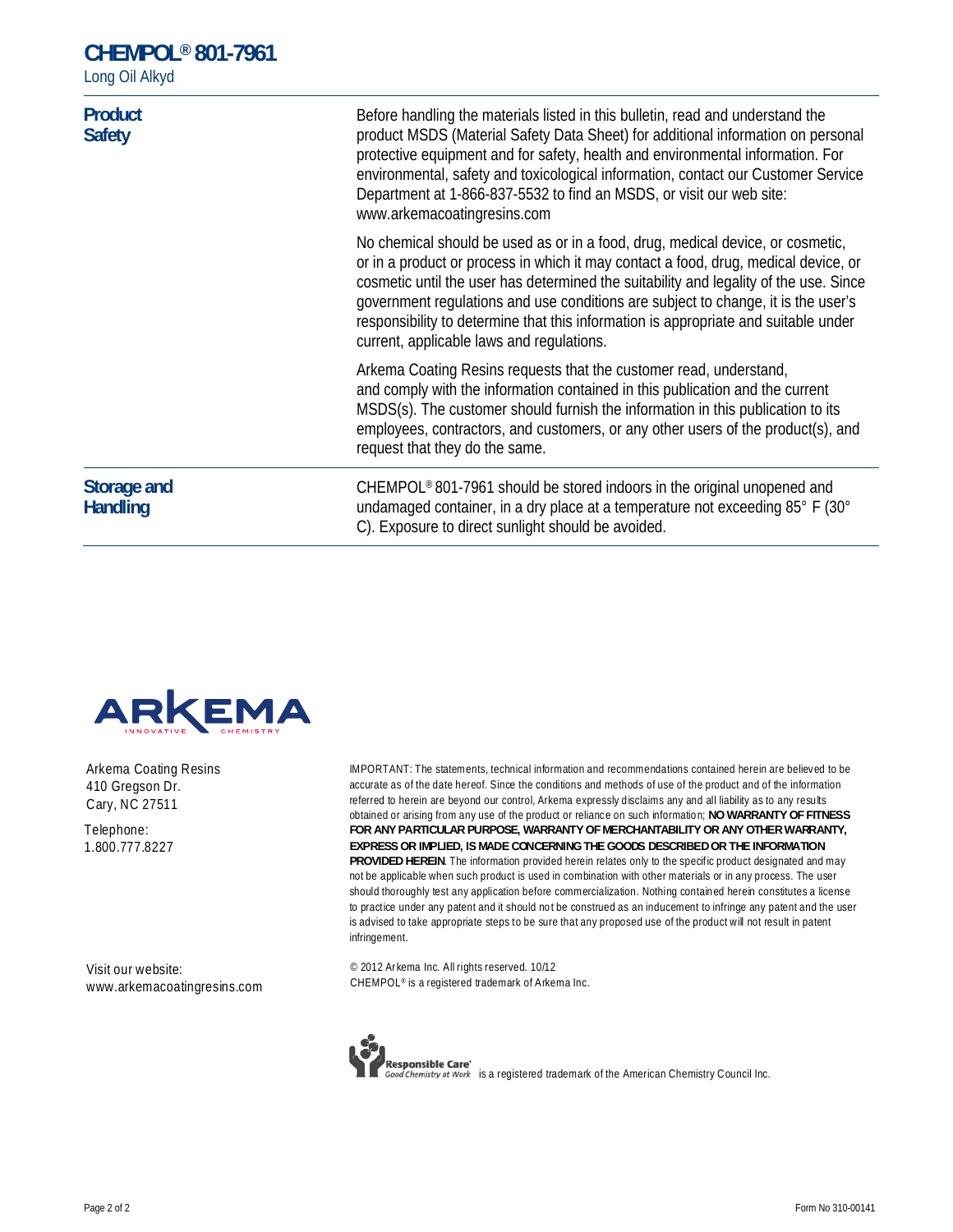# CHEMPOL® 801-7961

Long Oil Alkyd

## Product Safety

Before handling the materials listed in this bulletin, read and understand the product MSDS (Material Safety Data Sheet) for additional information on personal protective equipment and for safety, health and environmental information. For environmental, safety and toxicological information, contact our Customer Service Department at 1-866-837-5532 to find an MSDS, or visit our web site: www.arkemacoatingresins.com

No chemical should be used as or in a food, drug, medical device, or cosmetic, or in a product or process in which it may contact a food, drug, medical device, or cosmetic until the user has determined the suitability and legality of the use. Since government regulations and use conditions are subject to change, it is the user's responsibility to determine that this information is appropriate and suitable under current, applicable laws and regulations.

Arkema Coating Resins requests that the customer read, understand, and comply with the information contained in this publication and the current MSDS(s). The customer should furnish the information in this publication to its employees, contractors, and customers, or any other users of the product(s), and request that they do the same.

## Storage and Handling

CHEMPOL® 801-7961 should be stored indoors in the original unopened and undamaged container, in a dry place at a temperature not exceeding 85° F (30° C). Exposure to direct sunlight should be avoided.

ARKEMA
INNOVATIVE CHEMISTRY

Arkema Coating Resins
410 Gregson Dr.
Cary, NC 27511

Telephone:
1.800.777.8227

Visit our website:
www.arkemacoatingresins.com

IMPORTANT: The statements, technical information and recommendations contained herein are believed to be accurate as of the date hereof. Since the conditions and methods of use of the product and of the information referred to herein are beyond our control, Arkema expressly disclaims any and all liability as to any results obtained or arising from any use of the product or reliance on such information; **NO WARRANTY OF FITNESS FOR ANY PARTICULAR PURPOSE, WARRANTY OF MERCHANTABILITY OR ANY OTHER WARRANTY, EXPRESS OR IMPLIED, IS MADE CONCERNING THE GOODS DESCRIBED OR THE INFORMATION PROVIDED HEREIN**. The information provided herein relates only to the specific product designated and may not be applicable when such product is used in combination with other materials or in any process. The user should thoroughly test any application before commercialization. Nothing contained herein constitutes a license to practice under any patent and it should not be construed as an inducement to infringe any patent and the user is advised to take appropriate steps to be sure that any proposed use of the product will not result in patent infringement.

© 2012 Arkema Inc. All rights reserved. 10/12
CHEMPOL® is a registered trademark of Arkema Inc.

Responsible Care® Good Chemistry at Work is a registered trademark of the American Chemistry Council Inc.

Form No 310-00141